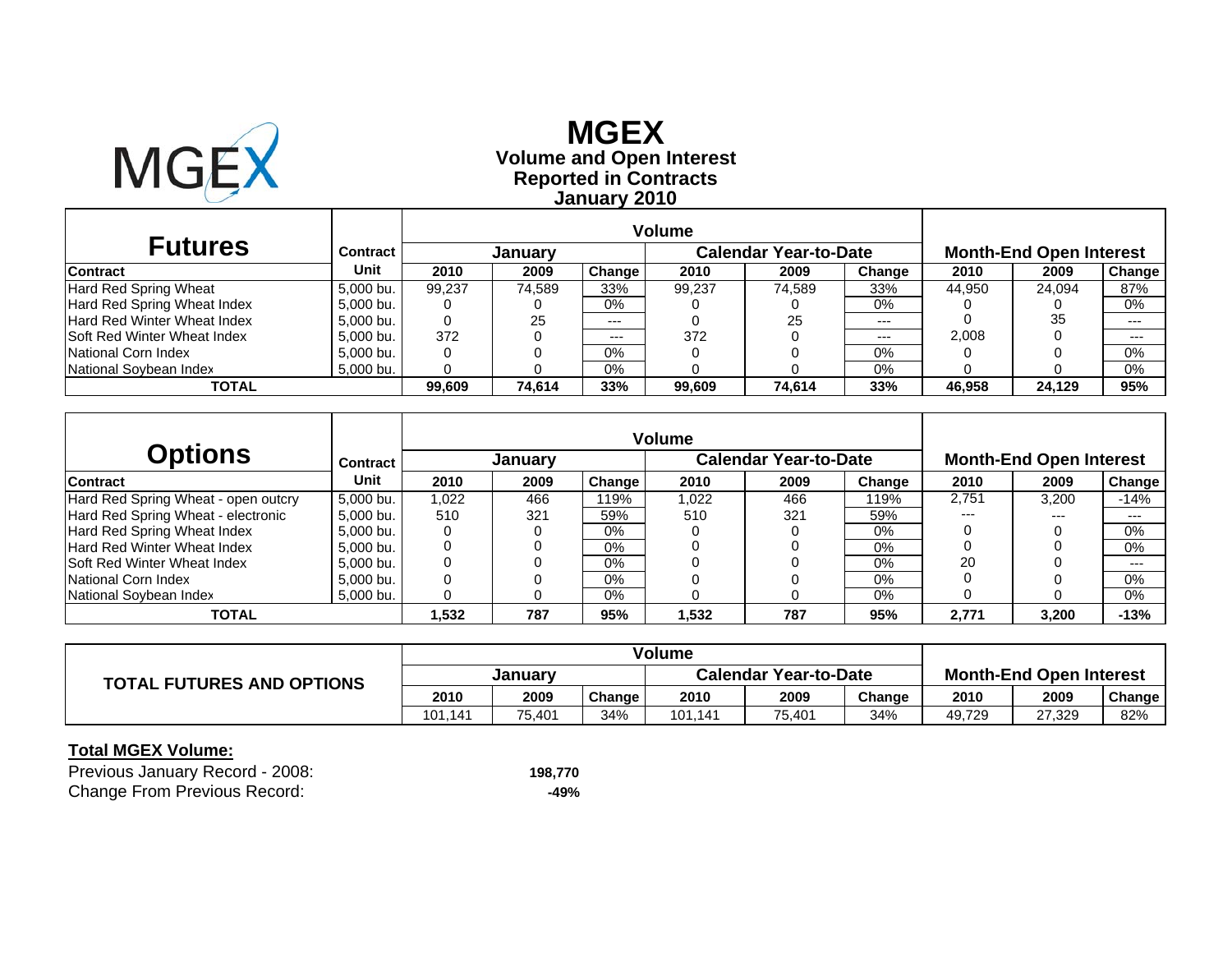# MGEX

## Volume and Open Interest Reported in Contracts January 2010

| Futures | Contract | Volume | | | | | | Month-End Open Interest | | |
|---|---|---|---|---|---|---|---|---|---|---|
| | | January | | | Calendar Year-to-Date | | | | | |
| Contract | Unit | 2010 | 2009 | Change | 2010 | 2009 | Change | 2010 | 2009 | Change |
| Hard Red Spring Wheat | 5,000 bu. | 99,237 | 74,589 | 33% | 99,237 | 74,589 | 33% | 44,950 | 24,094 | 87% |
| Hard Red Spring Wheat Index | 5,000 bu. | 0 | 0 | 0% | 0 | 0 | 0% | 0 | 0 | 0% |
| Hard Red Winter Wheat Index | 5,000 bu. | 0 | 25 | --- | 0 | 25 | --- | 0 | 35 | --- |
| Soft Red Winter Wheat Index | 5,000 bu. | 372 | 0 | --- | 372 | 0 | --- | 2,008 | 0 | --- |
| National Corn Index | 5,000 bu. | 0 | 0 | 0% | 0 | 0 | 0% | 0 | 0 | 0% |
| National Soybean Index | 5,000 bu. | 0 | 0 | 0% | 0 | 0 | 0% | 0 | 0 | 0% |
| **TOTAL** | | **99,609** | **74,614** | **33%** | **99,609** | **74,614** | **33%** | **46,958** | **24,129** | **95%** |

| Options | Contract | Volume | | | | | | Month-End Open Interest | | |
|---|---|---|---|---|---|---|---|---|---|---|
| | | January | | | Calendar Year-to-Date | | | | | |
| Contract | Unit | 2010 | 2009 | Change | 2010 | 2009 | Change | 2010 | 2009 | Change |
| Hard Red Spring Wheat - open outcry | 5,000 bu. | 1,022 | 466 | 119% | 1,022 | 466 | 119% | 2,751 | 3,200 | -14% |
| Hard Red Spring Wheat - electronic | 5,000 bu. | 510 | 321 | 59% | 510 | 321 | 59% | --- | --- | --- |
| Hard Red Spring Wheat Index | 5,000 bu. | 0 | 0 | 0% | 0 | 0 | 0% | 0 | 0 | 0% |
| Hard Red Winter Wheat Index | 5,000 bu. | 0 | 0 | 0% | 0 | 0 | 0% | 0 | 0 | 0% |
| Soft Red Winter Wheat Index | 5,000 bu. | 0 | 0 | 0% | 0 | 0 | 0% | 20 | 0 | --- |
| National Corn Index | 5,000 bu. | 0 | 0 | 0% | 0 | 0 | 0% | 0 | 0 | 0% |
| National Soybean Index | 5,000 bu. | 0 | 0 | 0% | 0 | 0 | 0% | 0 | 0 | 0% |
| **TOTAL** | | **1,532** | **787** | **95%** | **1,532** | **787** | **95%** | **2,771** | **3,200** | **-13%** |

| TOTAL FUTURES AND OPTIONS | Volume | | | | | | Month-End Open Interest | | |
|---|---|---|---|---|---|---|---|---|---|
| | January | | | Calendar Year-to-Date | | | | | |
| | 2010 | 2009 | Change | 2010 | 2009 | Change | 2010 | 2009 | Change |
| | 101,141 | 75,401 | 34% | 101,141 | 75,401 | 34% | 49,729 | 27,329 | 82% |

**Total MGEX Volume:**

| | |
|---|---|
| Previous January Record - 2008: | **198,770** |
| Change From Previous Record: | **-49%** |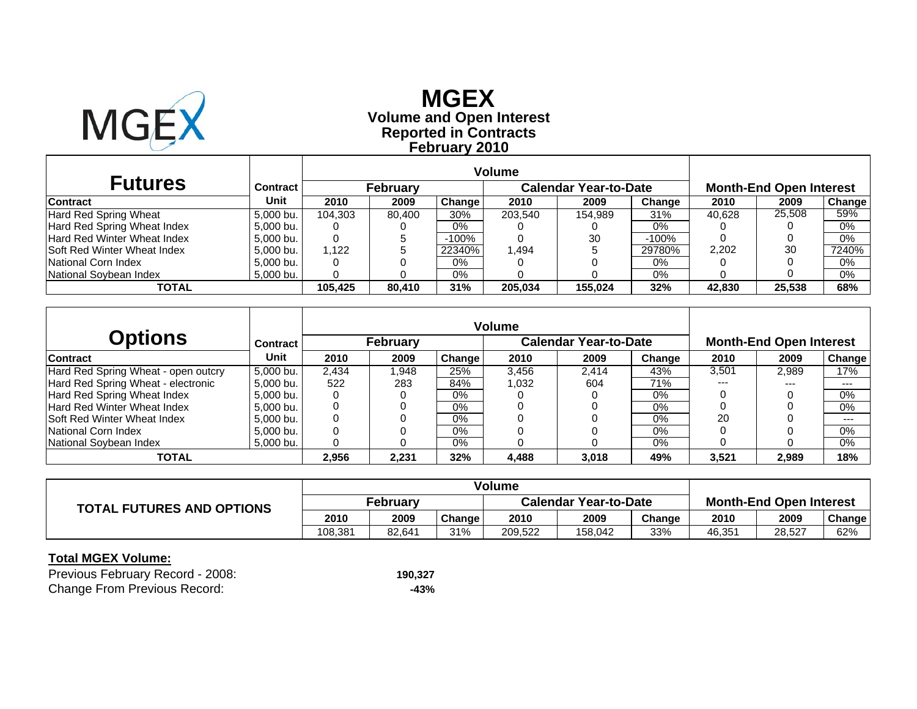# MGEX

## Volume and Open Interest
## Reported in Contracts
## February 2010

| Futures | Contract | Volume | | | | | | Month-End Open Interest | | |
|---|---|---|---|---|---|---|---|---|---|---|
| | | February | | | Calendar Year-to-Date | | | | | |
| Contract | Unit | 2010 | 2009 | Change | 2010 | 2009 | Change | 2010 | 2009 | Change |
| Hard Red Spring Wheat | 5,000 bu. | 104,303 | 80,400 | 30% | 203,540 | 154,989 | 31% | 40,628 | 25,508 | 59% |
| Hard Red Spring Wheat Index | 5,000 bu. | 0 | 0 | 0% | 0 | 0 | 0% | 0 | 0 | 0% |
| Hard Red Winter Wheat Index | 5,000 bu. | 0 | 5 | -100% | 0 | 30 | -100% | 0 | 0 | 0% |
| Soft Red Winter Wheat Index | 5,000 bu. | 1,122 | 5 | 22340% | 1,494 | 5 | 29780% | 2,202 | 30 | 7240% |
| National Corn Index | 5,000 bu. | 0 | 0 | 0% | 0 | 0 | 0% | 0 | 0 | 0% |
| National Soybean Index | 5,000 bu. | 0 | 0 | 0% | 0 | 0 | 0% | 0 | 0 | 0% |
| **TOTAL** | | **105,425** | **80,410** | **31%** | **205,034** | **155,024** | **32%** | **42,830** | **25,538** | **68%** |

| Options | Contract | Volume | | | | | | Month-End Open Interest | | |
|---|---|---|---|---|---|---|---|---|---|---|
| | | February | | | Calendar Year-to-Date | | | | | |
| Contract | Unit | 2010 | 2009 | Change | 2010 | 2009 | Change | 2010 | 2009 | Change |
| Hard Red Spring Wheat - open outcry | 5,000 bu. | 2,434 | 1,948 | 25% | 3,456 | 2,414 | 43% | 3,501 | 2,989 | 17% |
| Hard Red Spring Wheat - electronic | 5,000 bu. | 522 | 283 | 84% | 1,032 | 604 | 71% | --- | --- | --- |
| Hard Red Spring Wheat Index | 5,000 bu. | 0 | 0 | 0% | 0 | 0 | 0% | 0 | 0 | 0% |
| Hard Red Winter Wheat Index | 5,000 bu. | 0 | 0 | 0% | 0 | 0 | 0% | 0 | 0 | 0% |
| Soft Red Winter Wheat Index | 5,000 bu. | 0 | 0 | 0% | 0 | 0 | 0% | 20 | 0 | --- |
| National Corn Index | 5,000 bu. | 0 | 0 | 0% | 0 | 0 | 0% | 0 | 0 | 0% |
| National Soybean Index | 5,000 bu. | 0 | 0 | 0% | 0 | 0 | 0% | 0 | 0 | 0% |
| **TOTAL** | | **2,956** | **2,231** | **32%** | **4,488** | **3,018** | **49%** | **3,521** | **2,989** | **18%** |

| TOTAL FUTURES AND OPTIONS | Volume | | | | | | Month-End Open Interest | | |
|---|---|---|---|---|---|---|---|---|---|
| | February | | | Calendar Year-to-Date | | | | | |
| | 2010 | 2009 | Change | 2010 | 2009 | Change | 2010 | 2009 | Change |
| | 108,381 | 82,641 | 31% | 209,522 | 158,042 | 33% | 46,351 | 28,527 | 62% |

**Total MGEX Volume:**

| | |
|---|---|
| Previous February Record - 2008: | **190,327** |
| Change From Previous Record: | **-43%** |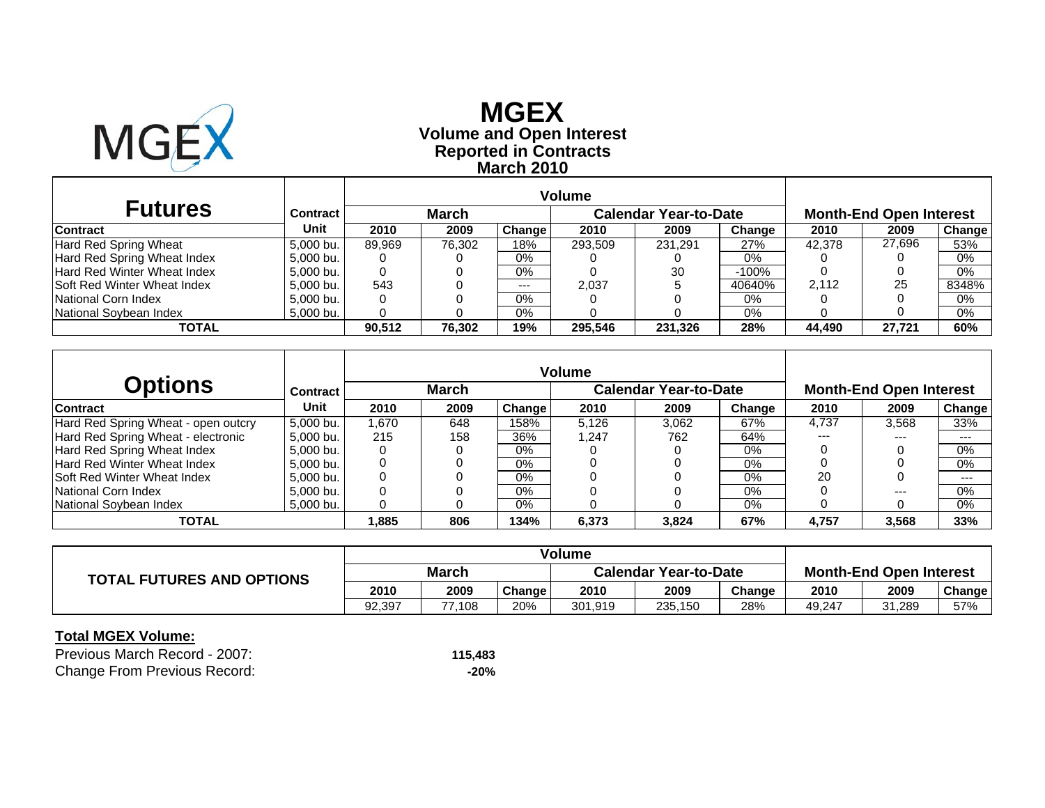# MGEX

## Volume and Open Interest
## Reported in Contracts
## March 2010

| Futures | Contract | Volume | | | | | | Month-End Open Interest | | |
|---|---|---|---|---|---|---|---|---|---|---|
| | | March | | | Calendar Year-to-Date | | | | | |
| Contract | Unit | 2010 | 2009 | Change | 2010 | 2009 | Change | 2010 | 2009 | Change |
| Hard Red Spring Wheat | 5,000 bu. | 89,969 | 76,302 | 18% | 293,509 | 231,291 | 27% | 42,378 | 27,696 | 53% |
| Hard Red Spring Wheat Index | 5,000 bu. | 0 | 0 | 0% | 0 | 0 | 0% | 0 | 0 | 0% |
| Hard Red Winter Wheat Index | 5,000 bu. | 0 | 0 | 0% | 0 | 30 | -100% | 0 | 0 | 0% |
| Soft Red Winter Wheat Index | 5,000 bu. | 543 | 0 | --- | 2,037 | 5 | 40640% | 2,112 | 25 | 8348% |
| National Corn Index | 5,000 bu. | 0 | 0 | 0% | 0 | 0 | 0% | 0 | 0 | 0% |
| National Soybean Index | 5,000 bu. | 0 | 0 | 0% | 0 | 0 | 0% | 0 | 0 | 0% |
| **TOTAL** | | **90,512** | **76,302** | **19%** | **295,546** | **231,326** | **28%** | **44,490** | **27,721** | **60%** |

| Options | Contract | Volume | | | | | | Month-End Open Interest | | |
|---|---|---|---|---|---|---|---|---|---|---|
| | | March | | | Calendar Year-to-Date | | | | | |
| Contract | Unit | 2010 | 2009 | Change | 2010 | 2009 | Change | 2010 | 2009 | Change |
| Hard Red Spring Wheat - open outcry | 5,000 bu. | 1,670 | 648 | 158% | 5,126 | 3,062 | 67% | 4,737 | 3,568 | 33% |
| Hard Red Spring Wheat - electronic | 5,000 bu. | 215 | 158 | 36% | 1,247 | 762 | 64% | --- | --- | --- |
| Hard Red Spring Wheat Index | 5,000 bu. | 0 | 0 | 0% | 0 | 0 | 0% | 0 | 0 | 0% |
| Hard Red Winter Wheat Index | 5,000 bu. | 0 | 0 | 0% | 0 | 0 | 0% | 0 | 0 | 0% |
| Soft Red Winter Wheat Index | 5,000 bu. | 0 | 0 | 0% | 0 | 0 | 0% | 20 | 0 | --- |
| National Corn Index | 5,000 bu. | 0 | 0 | 0% | 0 | 0 | 0% | 0 | --- | 0% |
| National Soybean Index | 5,000 bu. | 0 | 0 | 0% | 0 | 0 | 0% | 0 | 0 | 0% |
| **TOTAL** | | **1,885** | **806** | **134%** | **6,373** | **3,824** | **67%** | **4,757** | **3,568** | **33%** |

| TOTAL FUTURES AND OPTIONS | Volume | | | | | | Month-End Open Interest | | |
|---|---|---|---|---|---|---|---|---|---|
| | March | | | Calendar Year-to-Date | | | | | |
| | 2010 | 2009 | Change | 2010 | 2009 | Change | 2010 | 2009 | Change |
| | 92,397 | 77,108 | 20% | 301,919 | 235,150 | 28% | 49,247 | 31,289 | 57% |

**Total MGEX Volume:**

| | |
|---|---|
| Previous March Record - 2007: | **115,483** |
| Change From Previous Record: | **-20%** |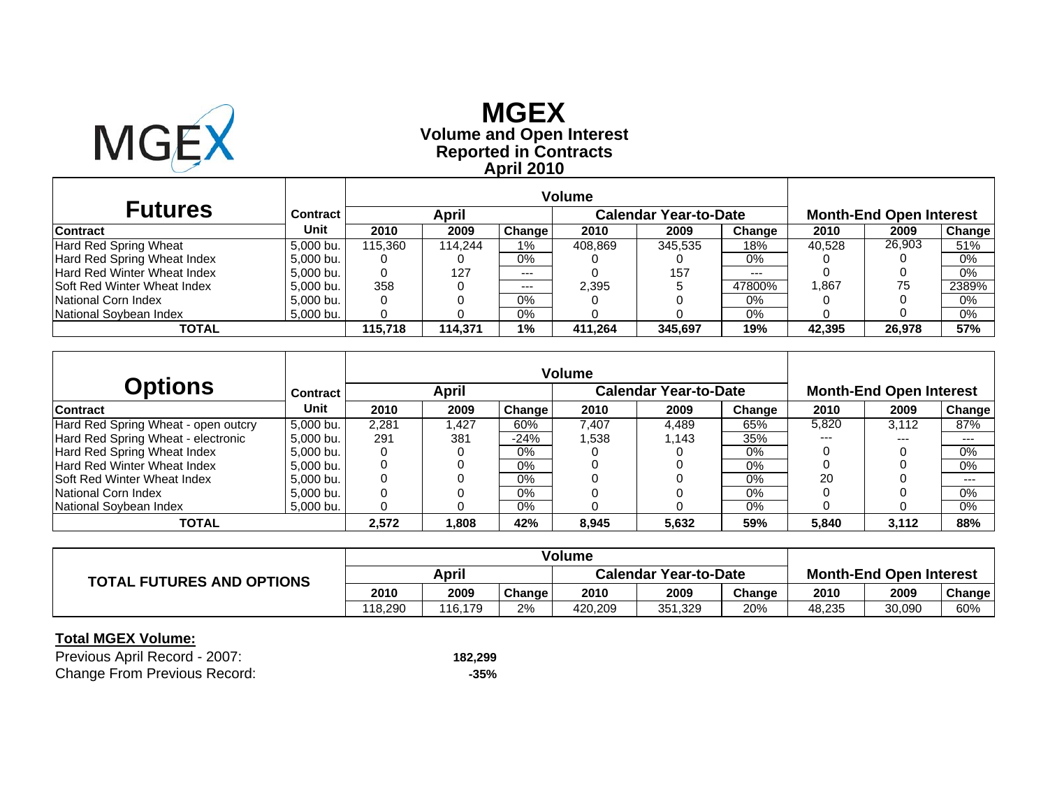# MGEX

## Volume and Open Interest
## Reported in Contracts
## April 2010

| Futures | Contract | Volume | | | | | | Month-End Open Interest | | |
|---|---|---|---|---|---|---|---|---|---|---|
| | | April | | | Calendar Year-to-Date | | | | | |
| Contract | Unit | 2010 | 2009 | Change | 2010 | 2009 | Change | 2010 | 2009 | Change |
| Hard Red Spring Wheat | 5,000 bu. | 115,360 | 114,244 | 1% | 408,869 | 345,535 | 18% | 40,528 | 26,903 | 51% |
| Hard Red Spring Wheat Index | 5,000 bu. | 0 | 0 | 0% | 0 | 0 | 0% | 0 | 0 | 0% |
| Hard Red Winter Wheat Index | 5,000 bu. | 0 | 127 | --- | 0 | 157 | --- | 0 | 0 | 0% |
| Soft Red Winter Wheat Index | 5,000 bu. | 358 | 0 | --- | 2,395 | 5 | 47800% | 1,867 | 75 | 2389% |
| National Corn Index | 5,000 bu. | 0 | 0 | 0% | 0 | 0 | 0% | 0 | 0 | 0% |
| National Soybean Index | 5,000 bu. | 0 | 0 | 0% | 0 | 0 | 0% | 0 | 0 | 0% |
| **TOTAL** | | **115,718** | **114,371** | **1%** | **411,264** | **345,697** | **19%** | **42,395** | **26,978** | **57%** |

| Options | Contract | Volume | | | | | | Month-End Open Interest | | |
|---|---|---|---|---|---|---|---|---|---|---|
| | | April | | | Calendar Year-to-Date | | | | | |
| Contract | Unit | 2010 | 2009 | Change | 2010 | 2009 | Change | 2010 | 2009 | Change |
| Hard Red Spring Wheat - open outcry | 5,000 bu. | 2,281 | 1,427 | 60% | 7,407 | 4,489 | 65% | 5,820 | 3,112 | 87% |
| Hard Red Spring Wheat - electronic | 5,000 bu. | 291 | 381 | -24% | 1,538 | 1,143 | 35% | --- | --- | --- |
| Hard Red Spring Wheat Index | 5,000 bu. | 0 | 0 | 0% | 0 | 0 | 0% | 0 | 0 | 0% |
| Hard Red Winter Wheat Index | 5,000 bu. | 0 | 0 | 0% | 0 | 0 | 0% | 0 | 0 | 0% |
| Soft Red Winter Wheat Index | 5,000 bu. | 0 | 0 | 0% | 0 | 0 | 0% | 20 | 0 | --- |
| National Corn Index | 5,000 bu. | 0 | 0 | 0% | 0 | 0 | 0% | 0 | 0 | 0% |
| National Soybean Index | 5,000 bu. | 0 | 0 | 0% | 0 | 0 | 0% | 0 | 0 | 0% |
| **TOTAL** | | **2,572** | **1,808** | **42%** | **8,945** | **5,632** | **59%** | **5,840** | **3,112** | **88%** |

| TOTAL FUTURES AND OPTIONS | Volume | | | | | | Month-End Open Interest | | |
|---|---|---|---|---|---|---|---|---|---|
| | April | | | Calendar Year-to-Date | | | | | |
| | 2010 | 2009 | Change | 2010 | 2009 | Change | 2010 | 2009 | Change |
| | 118,290 | 116,179 | 2% | 420,209 | 351,329 | 20% | 48,235 | 30,090 | 60% |

**Total MGEX Volume:**

| | |
|---|---|
| Previous April Record - 2007: | **182,299** |
| Change From Previous Record: | **-35%** |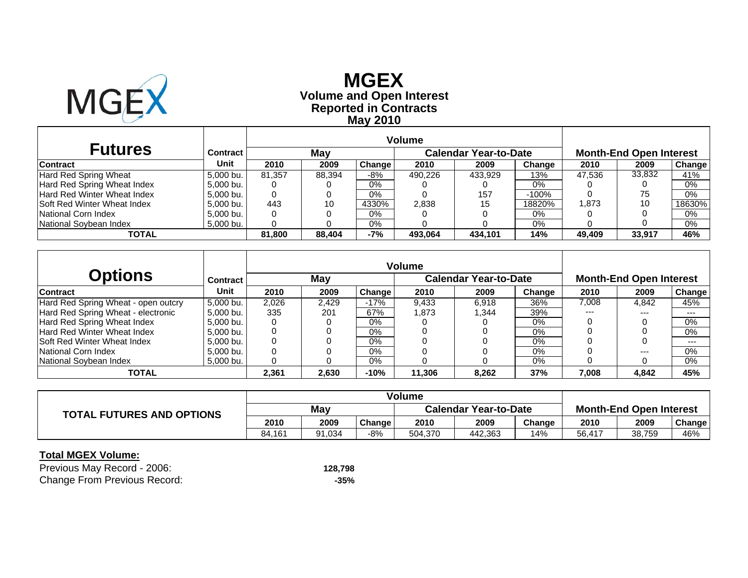# MGEX

## Volume and Open Interest Reported in Contracts May 2010

| Futures | Contract | Volume | | | | | | Month-End Open Interest | | |
|---|---|---|---|---|---|---|---|---|---|---|
| | | May | | | Calendar Year-to-Date | | | | | |
| Contract | Unit | 2010 | 2009 | Change | 2010 | 2009 | Change | 2010 | 2009 | Change |
| Hard Red Spring Wheat | 5,000 bu. | 81,357 | 88,394 | -8% | 490,226 | 433,929 | 13% | 47,536 | 33,832 | 41% |
| Hard Red Spring Wheat Index | 5,000 bu. | 0 | 0 | 0% | 0 | 0 | 0% | 0 | 0 | 0% |
| Hard Red Winter Wheat Index | 5,000 bu. | 0 | 0 | 0% | 0 | 157 | -100% | 0 | 75 | 0% |
| Soft Red Winter Wheat Index | 5,000 bu. | 443 | 10 | 4330% | 2,838 | 15 | 18820% | 1,873 | 10 | 18630% |
| National Corn Index | 5,000 bu. | 0 | 0 | 0% | 0 | 0 | 0% | 0 | 0 | 0% |
| National Soybean Index | 5,000 bu. | 0 | 0 | 0% | 0 | 0 | 0% | 0 | 0 | 0% |
| **TOTAL** | | **81,800** | **88,404** | **-7%** | **493,064** | **434,101** | **14%** | **49,409** | **33,917** | **46%** |

| Options | Contract | Volume | | | | | | Month-End Open Interest | | |
|---|---|---|---|---|---|---|---|---|---|---|
| | | May | | | Calendar Year-to-Date | | | | | |
| Contract | Unit | 2010 | 2009 | Change | 2010 | 2009 | Change | 2010 | 2009 | Change |
| Hard Red Spring Wheat - open outcry | 5,000 bu. | 2,026 | 2,429 | -17% | 9,433 | 6,918 | 36% | 7,008 | 4,842 | 45% |
| Hard Red Spring Wheat - electronic | 5,000 bu. | 335 | 201 | 67% | 1,873 | 1,344 | 39% | --- | --- | --- |
| Hard Red Spring Wheat Index | 5,000 bu. | 0 | 0 | 0% | 0 | 0 | 0% | 0 | 0 | 0% |
| Hard Red Winter Wheat Index | 5,000 bu. | 0 | 0 | 0% | 0 | 0 | 0% | 0 | 0 | 0% |
| Soft Red Winter Wheat Index | 5,000 bu. | 0 | 0 | 0% | 0 | 0 | 0% | 0 | 0 | --- |
| National Corn Index | 5,000 bu. | 0 | 0 | 0% | 0 | 0 | 0% | 0 | --- | 0% |
| National Soybean Index | 5,000 bu. | 0 | 0 | 0% | 0 | 0 | 0% | 0 | 0 | 0% |
| **TOTAL** | | **2,361** | **2,630** | **-10%** | **11,306** | **8,262** | **37%** | **7,008** | **4,842** | **45%** |

| TOTAL FUTURES AND OPTIONS | Volume | | | | | | Month-End Open Interest | | |
|---|---|---|---|---|---|---|---|---|---|
| | May | | | Calendar Year-to-Date | | | | | |
| | 2010 | 2009 | Change | 2010 | 2009 | Change | 2010 | 2009 | Change |
| | 84,161 | 91,034 | -8% | 504,370 | 442,363 | 14% | 56,417 | 38,759 | 46% |

**Total MGEX Volume:**

| | |
|---|---|
| Previous May Record - 2006: | **128,798** |
| Change From Previous Record: | **-35%** |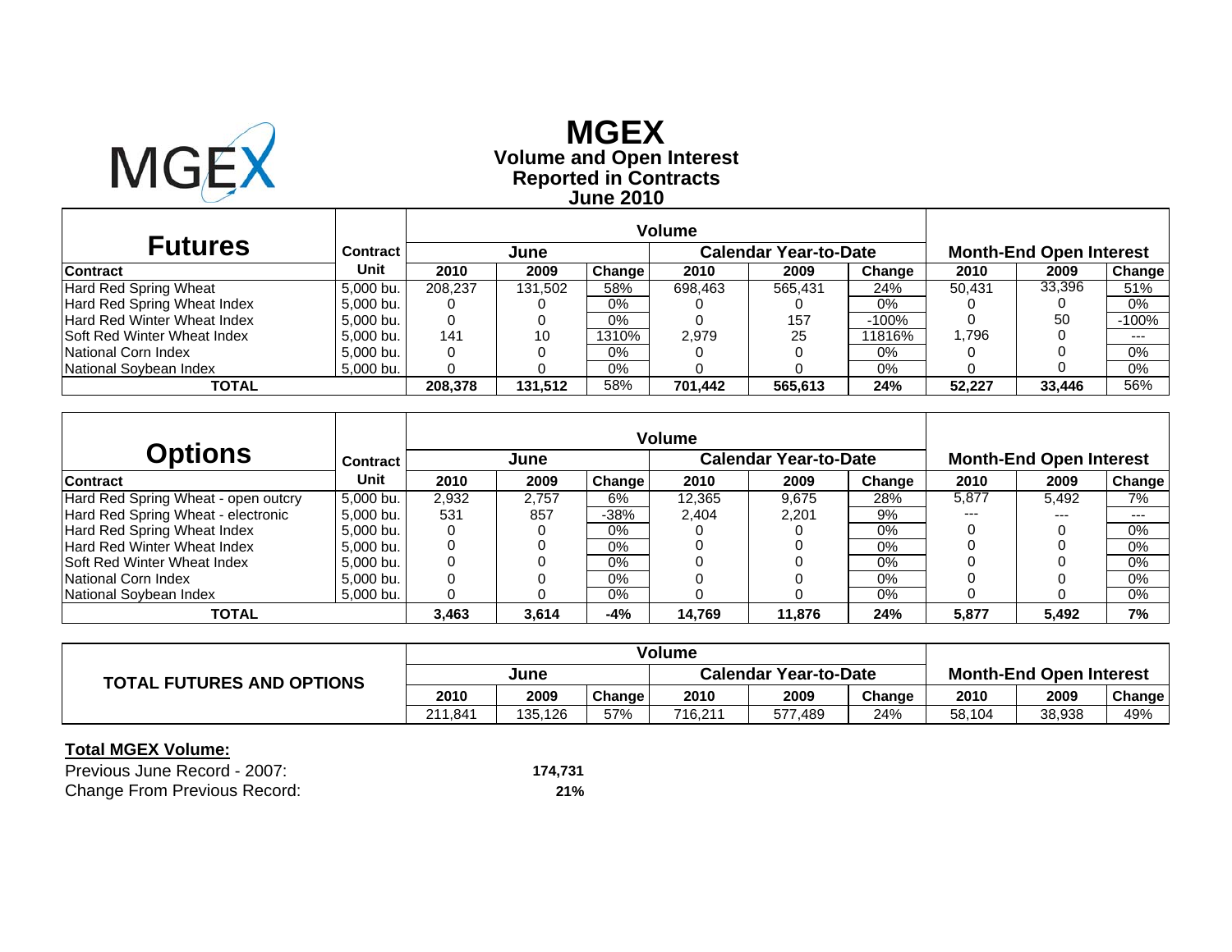# MGEX

## Volume and Open Interest
## Reported in Contracts
## June 2010

| Futures | Contract | Volume | | | | | | Month-End Open Interest | | |
|---|---|---|---|---|---|---|---|---|---|---|
| | | June | | | Calendar Year-to-Date | | | | | |
| Contract | Unit | 2010 | 2009 | Change | 2010 | 2009 | Change | 2010 | 2009 | Change |
| Hard Red Spring Wheat | 5,000 bu. | 208,237 | 131,502 | 58% | 698,463 | 565,431 | 24% | 50,431 | 33,396 | 51% |
| Hard Red Spring Wheat Index | 5,000 bu. | 0 | 0 | 0% | 0 | 0 | 0% | 0 | 0 | 0% |
| Hard Red Winter Wheat Index | 5,000 bu. | 0 | 0 | 0% | 0 | 157 | -100% | 0 | 50 | -100% |
| Soft Red Winter Wheat Index | 5,000 bu. | 141 | 10 | 1310% | 2,979 | 25 | 11816% | 1,796 | 0 | --- |
| National Corn Index | 5,000 bu. | 0 | 0 | 0% | 0 | 0 | 0% | 0 | 0 | 0% |
| National Soybean Index | 5,000 bu. | 0 | 0 | 0% | 0 | 0 | 0% | 0 | 0 | 0% |
| **TOTAL** | | **208,378** | **131,512** | 58% | **701,442** | **565,613** | **24%** | **52,227** | **33,446** | 56% |

| Options | Contract | Volume | | | | | | Month-End Open Interest | | |
|---|---|---|---|---|---|---|---|---|---|---|
| | | June | | | Calendar Year-to-Date | | | | | |
| Contract | Unit | 2010 | 2009 | Change | 2010 | 2009 | Change | 2010 | 2009 | Change |
| Hard Red Spring Wheat - open outcry | 5,000 bu. | 2,932 | 2,757 | 6% | 12,365 | 9,675 | 28% | 5,877 | 5,492 | 7% |
| Hard Red Spring Wheat - electronic | 5,000 bu. | 531 | 857 | -38% | 2,404 | 2,201 | 9% | --- | --- | --- |
| Hard Red Spring Wheat Index | 5,000 bu. | 0 | 0 | 0% | 0 | 0 | 0% | 0 | 0 | 0% |
| Hard Red Winter Wheat Index | 5,000 bu. | 0 | 0 | 0% | 0 | 0 | 0% | 0 | 0 | 0% |
| Soft Red Winter Wheat Index | 5,000 bu. | 0 | 0 | 0% | 0 | 0 | 0% | 0 | 0 | 0% |
| National Corn Index | 5,000 bu. | 0 | 0 | 0% | 0 | 0 | 0% | 0 | 0 | 0% |
| National Soybean Index | 5,000 bu. | 0 | 0 | 0% | 0 | 0 | 0% | 0 | 0 | 0% |
| **TOTAL** | | **3,463** | **3,614** | **-4%** | **14,769** | **11,876** | **24%** | **5,877** | **5,492** | **7%** |

| TOTAL FUTURES AND OPTIONS | Volume | | | | | | Month-End Open Interest | | |
|---|---|---|---|---|---|---|---|---|---|
| | June | | | Calendar Year-to-Date | | | | | |
| | 2010 | 2009 | Change | 2010 | 2009 | Change | 2010 | 2009 | Change |
| | 211,841 | 135,126 | 57% | 716,211 | 577,489 | 24% | 58,104 | 38,938 | 49% |

**Total MGEX Volume:**

Previous June Record - 2007: **174,731**

Change From Previous Record: **21%**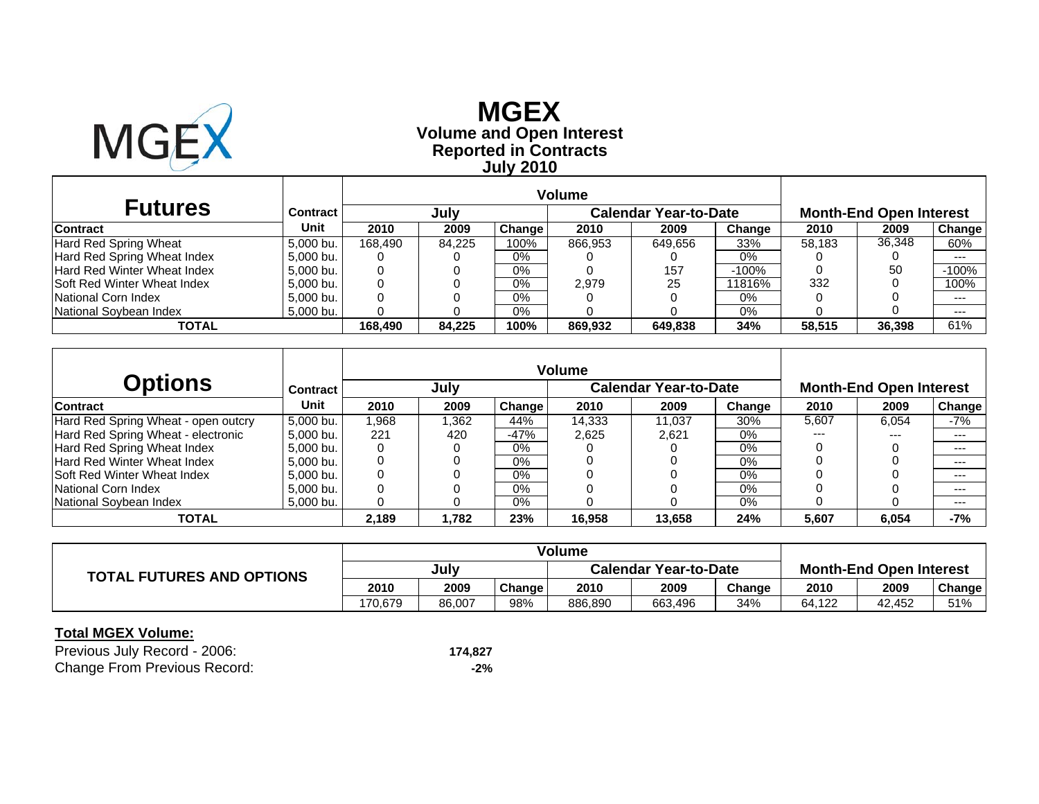# MGEX

## Volume and Open Interest
## Reported in Contracts
## July 2010

| Futures | Contract | Volume | | | | | | Month-End Open Interest | | |
|---|---|---|---|---|---|---|---|---|---|---|
| | | July | | | Calendar Year-to-Date | | | | | |
| Contract | Unit | 2010 | 2009 | Change | 2010 | 2009 | Change | 2010 | 2009 | Change |
| Hard Red Spring Wheat | 5,000 bu. | 168,490 | 84,225 | 100% | 866,953 | 649,656 | 33% | 58,183 | 36,348 | 60% |
| Hard Red Spring Wheat Index | 5,000 bu. | 0 | 0 | 0% | 0 | 0 | 0% | 0 | 0 | --- |
| Hard Red Winter Wheat Index | 5,000 bu. | 0 | 0 | 0% | 0 | 157 | -100% | 0 | 50 | -100% |
| Soft Red Winter Wheat Index | 5,000 bu. | 0 | 0 | 0% | 2,979 | 25 | 11816% | 332 | 0 | 100% |
| National Corn Index | 5,000 bu. | 0 | 0 | 0% | 0 | 0 | 0% | 0 | 0 | --- |
| National Soybean Index | 5,000 bu. | 0 | 0 | 0% | 0 | 0 | 0% | 0 | 0 | --- |
| **TOTAL** | | **168,490** | **84,225** | **100%** | **869,932** | **649,838** | **34%** | **58,515** | **36,398** | 61% |

| Options | Contract | Volume | | | | | | Month-End Open Interest | | |
|---|---|---|---|---|---|---|---|---|---|---|
| | | July | | | Calendar Year-to-Date | | | | | |
| Contract | Unit | 2010 | 2009 | Change | 2010 | 2009 | Change | 2010 | 2009 | Change |
| Hard Red Spring Wheat - open outcry | 5,000 bu. | 1,968 | 1,362 | 44% | 14,333 | 11,037 | 30% | 5,607 | 6,054 | -7% |
| Hard Red Spring Wheat - electronic | 5,000 bu. | 221 | 420 | -47% | 2,625 | 2,621 | 0% | --- | --- | --- |
| Hard Red Spring Wheat Index | 5,000 bu. | 0 | 0 | 0% | 0 | 0 | 0% | 0 | 0 | --- |
| Hard Red Winter Wheat Index | 5,000 bu. | 0 | 0 | 0% | 0 | 0 | 0% | 0 | 0 | --- |
| Soft Red Winter Wheat Index | 5,000 bu. | 0 | 0 | 0% | 0 | 0 | 0% | 0 | 0 | --- |
| National Corn Index | 5,000 bu. | 0 | 0 | 0% | 0 | 0 | 0% | 0 | 0 | --- |
| National Soybean Index | 5,000 bu. | 0 | 0 | 0% | 0 | 0 | 0% | 0 | 0 | --- |
| **TOTAL** | | **2,189** | **1,782** | **23%** | **16,958** | **13,658** | **24%** | **5,607** | **6,054** | **-7%** |

| TOTAL FUTURES AND OPTIONS | Volume | | | | | | Month-End Open Interest | | |
|---|---|---|---|---|---|---|---|---|---|
| | July | | | Calendar Year-to-Date | | | | | |
| | 2010 | 2009 | Change | 2010 | 2009 | Change | 2010 | 2009 | Change |
| | 170,679 | 86,007 | 98% | 886,890 | 663,496 | 34% | 64,122 | 42,452 | 51% |

**Total MGEX Volume:**

Previous July Record - 2006: **174,827**

Change From Previous Record: **-2%**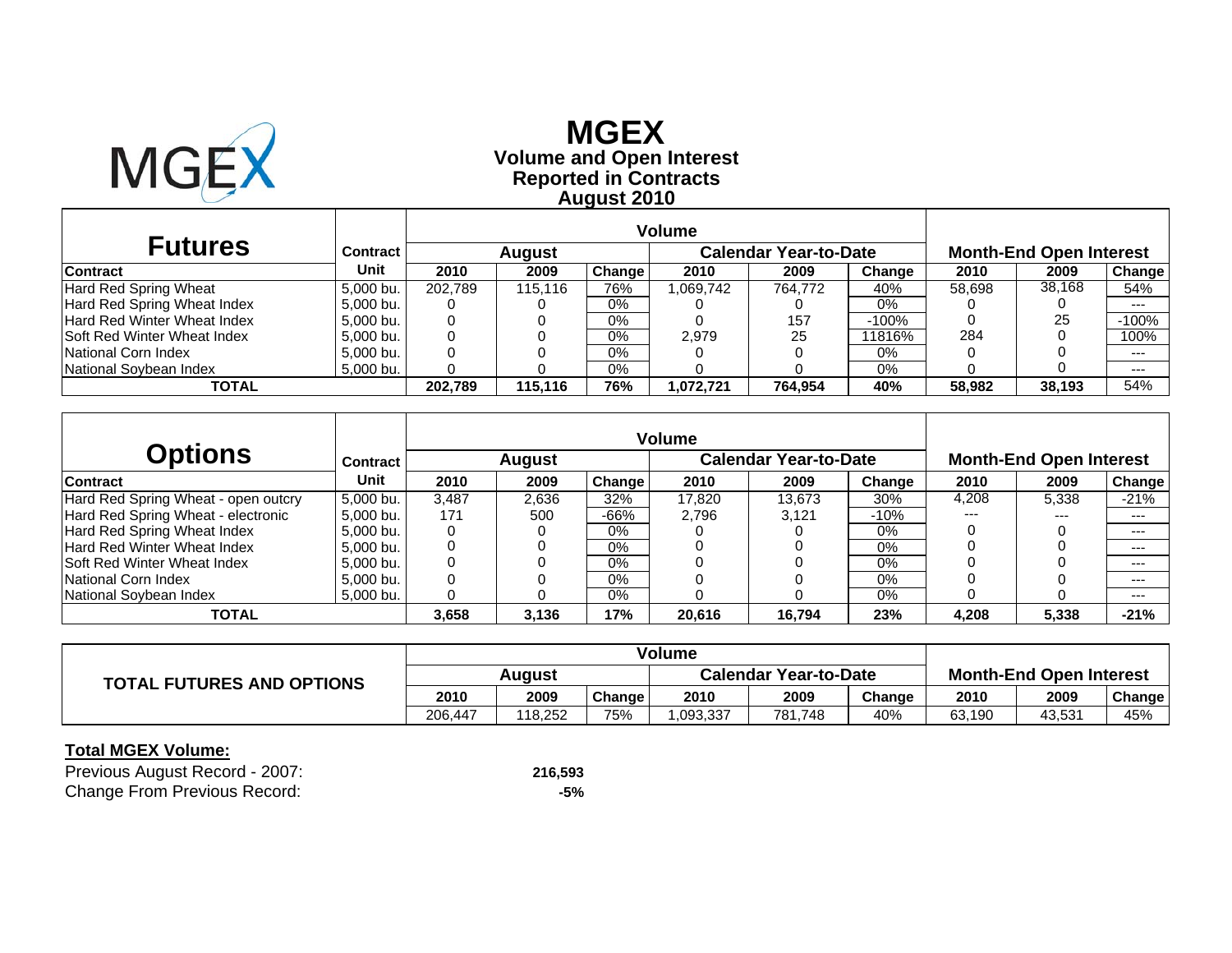# MGEX

**Volume and Open Interest**
**Reported in Contracts**
**August 2010**

| Futures | Contract | Volume | | | | | | Month-End Open Interest | | |
|---|---|---|---|---|---|---|---|---|---|---|
| | | August | | | Calendar Year-to-Date | | | | | |
| Contract | Unit | 2010 | 2009 | Change | 2010 | 2009 | Change | 2010 | 2009 | Change |
| Hard Red Spring Wheat | 5,000 bu. | 202,789 | 115,116 | 76% | 1,069,742 | 764,772 | 40% | 58,698 | 38,168 | 54% |
| Hard Red Spring Wheat Index | 5,000 bu. | 0 | 0 | 0% | 0 | 0 | 0% | 0 | 0 | --- |
| Hard Red Winter Wheat Index | 5,000 bu. | 0 | 0 | 0% | 0 | 157 | -100% | 0 | 25 | -100% |
| Soft Red Winter Wheat Index | 5,000 bu. | 0 | 0 | 0% | 2,979 | 25 | 11816% | 284 | 0 | 100% |
| National Corn Index | 5,000 bu. | 0 | 0 | 0% | 0 | 0 | 0% | 0 | 0 | --- |
| National Soybean Index | 5,000 bu. | 0 | 0 | 0% | 0 | 0 | 0% | 0 | 0 | --- |
| **TOTAL** | | **202,789** | **115,116** | **76%** | **1,072,721** | **764,954** | **40%** | **58,982** | **38,193** | 54% |

| Options | Contract | Volume | | | | | | Month-End Open Interest | | |
|---|---|---|---|---|---|---|---|---|---|---|
| | | August | | | Calendar Year-to-Date | | | | | |
| Contract | Unit | 2010 | 2009 | Change | 2010 | 2009 | Change | 2010 | 2009 | Change |
| Hard Red Spring Wheat - open outcry | 5,000 bu. | 3,487 | 2,636 | 32% | 17,820 | 13,673 | 30% | 4,208 | 5,338 | -21% |
| Hard Red Spring Wheat - electronic | 5,000 bu. | 171 | 500 | -66% | 2,796 | 3,121 | -10% | --- | --- | --- |
| Hard Red Spring Wheat Index | 5,000 bu. | 0 | 0 | 0% | 0 | 0 | 0% | 0 | 0 | --- |
| Hard Red Winter Wheat Index | 5,000 bu. | 0 | 0 | 0% | 0 | 0 | 0% | 0 | 0 | --- |
| Soft Red Winter Wheat Index | 5,000 bu. | 0 | 0 | 0% | 0 | 0 | 0% | 0 | 0 | --- |
| National Corn Index | 5,000 bu. | 0 | 0 | 0% | 0 | 0 | 0% | 0 | 0 | --- |
| National Soybean Index | 5,000 bu. | 0 | 0 | 0% | 0 | 0 | 0% | 0 | 0 | --- |
| **TOTAL** | | **3,658** | **3,136** | **17%** | **20,616** | **16,794** | **23%** | **4,208** | **5,338** | **-21%** |

| TOTAL FUTURES AND OPTIONS | Volume | | | | | | Month-End Open Interest | | |
|---|---|---|---|---|---|---|---|---|---|
| | August | | | Calendar Year-to-Date | | | | | |
| | 2010 | 2009 | Change | 2010 | 2009 | Change | 2010 | 2009 | Change |
| | 206,447 | 118,252 | 75% | 1,093,337 | 781,748 | 40% | 63,190 | 43,531 | 45% |

**Total MGEX Volume:**

| | |
|---|---|
| Previous August Record - 2007: | **216,593** |
| Change From Previous Record: | **-5%** |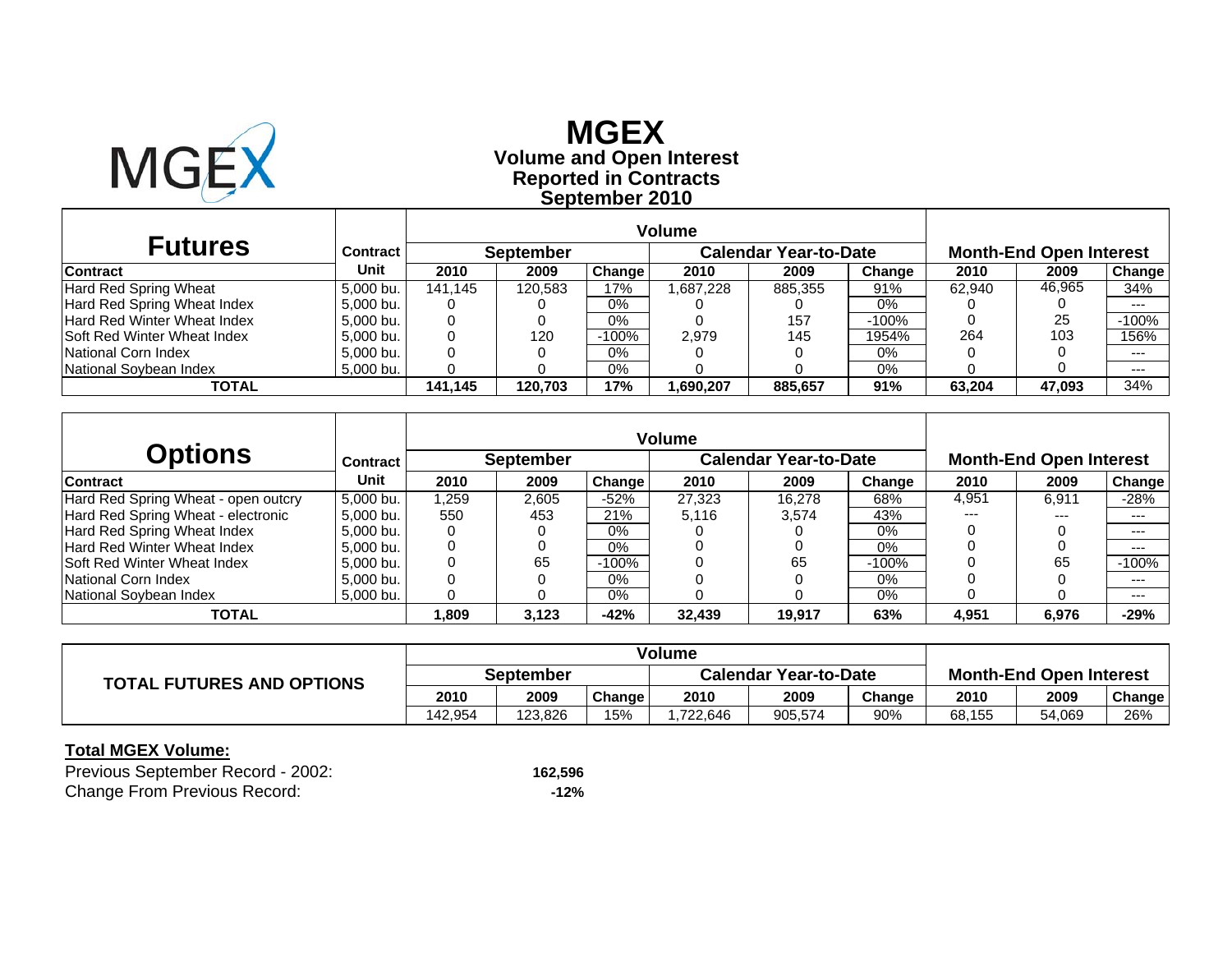# MGEX

## Volume and Open Interest
## Reported in Contracts
## September 2010

| Futures | Contract | Volume | | | | | | Month-End Open Interest | | |
|---|---|---|---|---|---|---|---|---|---|---|
| | | September | | | Calendar Year-to-Date | | | | | |
| Contract | Unit | 2010 | 2009 | Change | 2010 | 2009 | Change | 2010 | 2009 | Change |
| Hard Red Spring Wheat | 5,000 bu. | 141,145 | 120,583 | 17% | 1,687,228 | 885,355 | 91% | 62,940 | 46,965 | 34% |
| Hard Red Spring Wheat Index | 5,000 bu. | 0 | 0 | 0% | 0 | 0 | 0% | 0 | 0 | --- |
| Hard Red Winter Wheat Index | 5,000 bu. | 0 | 0 | 0% | 0 | 157 | -100% | 0 | 25 | -100% |
| Soft Red Winter Wheat Index | 5,000 bu. | 0 | 120 | -100% | 2,979 | 145 | 1954% | 264 | 103 | 156% |
| National Corn Index | 5,000 bu. | 0 | 0 | 0% | 0 | 0 | 0% | 0 | 0 | --- |
| National Soybean Index | 5,000 bu. | 0 | 0 | 0% | 0 | 0 | 0% | 0 | 0 | --- |
| **TOTAL** | | **141,145** | **120,703** | **17%** | **1,690,207** | **885,657** | **91%** | **63,204** | **47,093** | 34% |

| Options | Contract | Volume | | | | | | Month-End Open Interest | | |
|---|---|---|---|---|---|---|---|---|---|---|
| | | September | | | Calendar Year-to-Date | | | | | |
| Contract | Unit | 2010 | 2009 | Change | 2010 | 2009 | Change | 2010 | 2009 | Change |
| Hard Red Spring Wheat - open outcry | 5,000 bu. | 1,259 | 2,605 | -52% | 27,323 | 16,278 | 68% | 4,951 | 6,911 | -28% |
| Hard Red Spring Wheat - electronic | 5,000 bu. | 550 | 453 | 21% | 5,116 | 3,574 | 43% | --- | --- | --- |
| Hard Red Spring Wheat Index | 5,000 bu. | 0 | 0 | 0% | 0 | 0 | 0% | 0 | 0 | --- |
| Hard Red Winter Wheat Index | 5,000 bu. | 0 | 0 | 0% | 0 | 0 | 0% | 0 | 0 | --- |
| Soft Red Winter Wheat Index | 5,000 bu. | 0 | 65 | -100% | 0 | 65 | -100% | 0 | 65 | -100% |
| National Corn Index | 5,000 bu. | 0 | 0 | 0% | 0 | 0 | 0% | 0 | 0 | --- |
| National Soybean Index | 5,000 bu. | 0 | 0 | 0% | 0 | 0 | 0% | 0 | 0 | --- |
| **TOTAL** | | **1,809** | **3,123** | **-42%** | **32,439** | **19,917** | **63%** | **4,951** | **6,976** | **-29%** |

| TOTAL FUTURES AND OPTIONS | Volume | | | | | | Month-End Open Interest | | |
|---|---|---|---|---|---|---|---|---|---|
| | September | | | Calendar Year-to-Date | | | | | |
| | 2010 | 2009 | Change | 2010 | 2009 | Change | 2010 | 2009 | Change |
| | 142,954 | 123,826 | 15% | 1,722,646 | 905,574 | 90% | 68,155 | 54,069 | 26% |

**Total MGEX Volume:**

| | |
|---|---|
| Previous September Record - 2002: | **162,596** |
| Change From Previous Record: | **-12%** |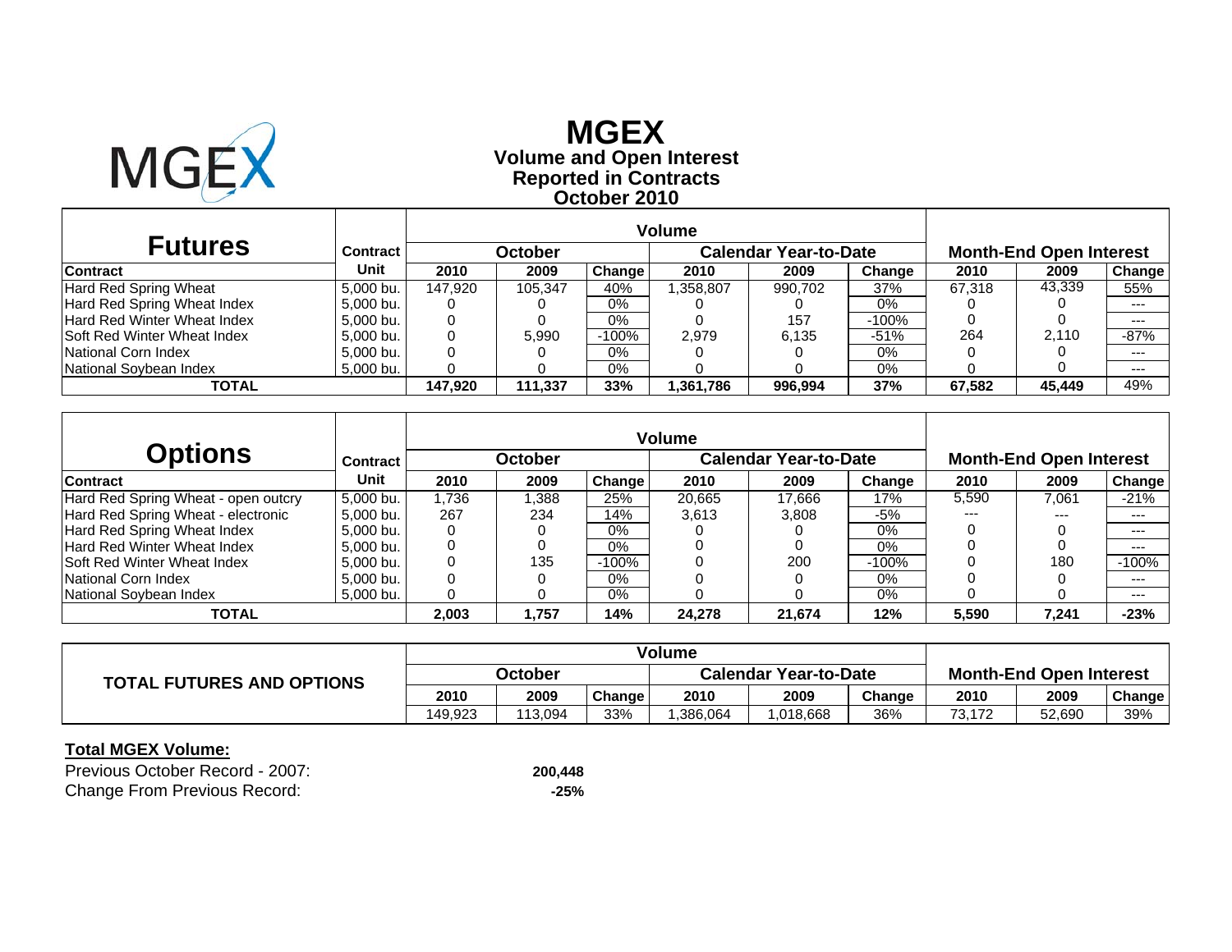# MGEX

## Volume and Open Interest Reported in Contracts October 2010

| Futures | Contract | Volume | | | | | | Month-End Open Interest | | |
|---|---|---|---|---|---|---|---|---|---|---|
| | | October | | | Calendar Year-to-Date | | | | | |
| Contract | Unit | 2010 | 2009 | Change | 2010 | 2009 | Change | 2010 | 2009 | Change |
| Hard Red Spring Wheat | 5,000 bu. | 147,920 | 105,347 | 40% | 1,358,807 | 990,702 | 37% | 67,318 | 43,339 | 55% |
| Hard Red Spring Wheat Index | 5,000 bu. | 0 | 0 | 0% | 0 | 0 | 0% | 0 | 0 | --- |
| Hard Red Winter Wheat Index | 5,000 bu. | 0 | 0 | 0% | 0 | 157 | -100% | 0 | 0 | --- |
| Soft Red Winter Wheat Index | 5,000 bu. | 0 | 5,990 | -100% | 2,979 | 6,135 | -51% | 264 | 2,110 | -87% |
| National Corn Index | 5,000 bu. | 0 | 0 | 0% | 0 | 0 | 0% | 0 | 0 | --- |
| National Soybean Index | 5,000 bu. | 0 | 0 | 0% | 0 | 0 | 0% | 0 | 0 | --- |
| **TOTAL** | | **147,920** | **111,337** | **33%** | **1,361,786** | **996,994** | **37%** | **67,582** | **45,449** | 49% |

| Options | Contract | Volume | | | | | | Month-End Open Interest | | |
|---|---|---|---|---|---|---|---|---|---|---|
| | | October | | | Calendar Year-to-Date | | | | | |
| Contract | Unit | 2010 | 2009 | Change | 2010 | 2009 | Change | 2010 | 2009 | Change |
| Hard Red Spring Wheat - open outcry | 5,000 bu. | 1,736 | 1,388 | 25% | 20,665 | 17,666 | 17% | 5,590 | 7,061 | -21% |
| Hard Red Spring Wheat - electronic | 5,000 bu. | 267 | 234 | 14% | 3,613 | 3,808 | -5% | --- | --- | --- |
| Hard Red Spring Wheat Index | 5,000 bu. | 0 | 0 | 0% | 0 | 0 | 0% | 0 | 0 | --- |
| Hard Red Winter Wheat Index | 5,000 bu. | 0 | 0 | 0% | 0 | 0 | 0% | 0 | 0 | --- |
| Soft Red Winter Wheat Index | 5,000 bu. | 0 | 135 | -100% | 0 | 200 | -100% | 0 | 180 | -100% |
| National Corn Index | 5,000 bu. | 0 | 0 | 0% | 0 | 0 | 0% | 0 | 0 | --- |
| National Soybean Index | 5,000 bu. | 0 | 0 | 0% | 0 | 0 | 0% | 0 | 0 | --- |
| **TOTAL** | | **2,003** | **1,757** | **14%** | **24,278** | **21,674** | **12%** | **5,590** | **7,241** | **-23%** |

| TOTAL FUTURES AND OPTIONS | Volume | | | | | | Month-End Open Interest | | |
|---|---|---|---|---|---|---|---|---|---|
| | October | | | Calendar Year-to-Date | | | | | |
| | 2010 | 2009 | Change | 2010 | 2009 | Change | 2010 | 2009 | Change |
| | 149,923 | 113,094 | 33% | 1,386,064 | 1,018,668 | 36% | 73,172 | 52,690 | 39% |

**Total MGEX Volume:**

Previous October Record - 2007: **200,448**

Change From Previous Record: **-25%**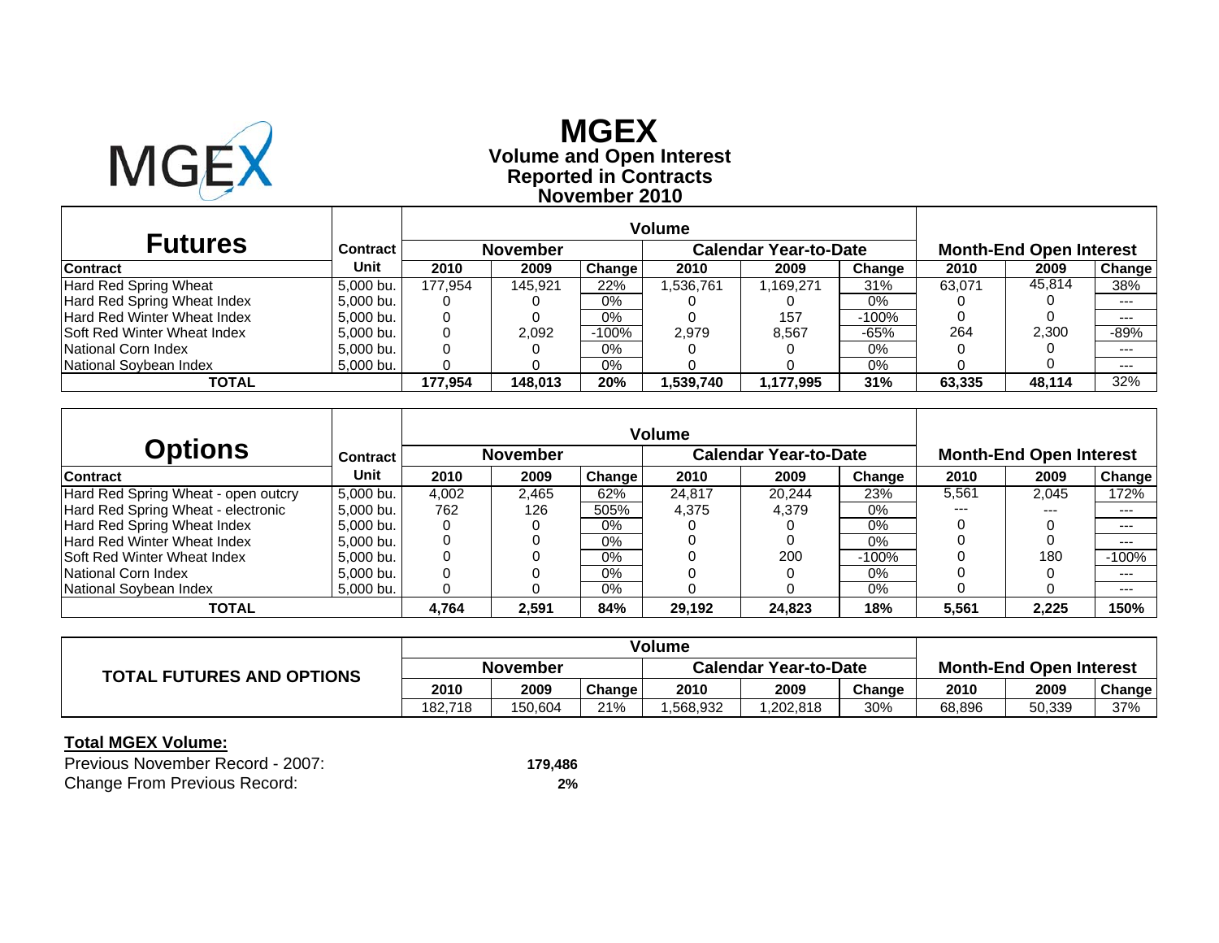# MGEX

## Volume and Open Interest
## Reported in Contracts
## November 2010

| Futures | Contract | Volume | | | | | | Month-End Open Interest | | |
|---|---|---|---|---|---|---|---|---|---|---|
| | | November | | | Calendar Year-to-Date | | | | | |
| Contract | Unit | 2010 | 2009 | Change | 2010 | 2009 | Change | 2010 | 2009 | Change |
| Hard Red Spring Wheat | 5,000 bu. | 177,954 | 145,921 | 22% | 1,536,761 | 1,169,271 | 31% | 63,071 | 45,814 | 38% |
| Hard Red Spring Wheat Index | 5,000 bu. | 0 | 0 | 0% | 0 | 0 | 0% | 0 | 0 | --- |
| Hard Red Winter Wheat Index | 5,000 bu. | 0 | 0 | 0% | 0 | 157 | -100% | 0 | 0 | --- |
| Soft Red Winter Wheat Index | 5,000 bu. | 0 | 2,092 | -100% | 2,979 | 8,567 | -65% | 264 | 2,300 | -89% |
| National Corn Index | 5,000 bu. | 0 | 0 | 0% | 0 | 0 | 0% | 0 | 0 | --- |
| National Soybean Index | 5,000 bu. | 0 | 0 | 0% | 0 | 0 | 0% | 0 | 0 | --- |
| **TOTAL** | | **177,954** | **148,013** | **20%** | **1,539,740** | **1,177,995** | **31%** | **63,335** | **48,114** | 32% |

| Options | Contract | Volume | | | | | | Month-End Open Interest | | |
|---|---|---|---|---|---|---|---|---|---|---|
| | | November | | | Calendar Year-to-Date | | | | | |
| Contract | Unit | 2010 | 2009 | Change | 2010 | 2009 | Change | 2010 | 2009 | Change |
| Hard Red Spring Wheat - open outcry | 5,000 bu. | 4,002 | 2,465 | 62% | 24,817 | 20,244 | 23% | 5,561 | 2,045 | 172% |
| Hard Red Spring Wheat - electronic | 5,000 bu. | 762 | 126 | 505% | 4,375 | 4,379 | 0% | --- | --- | --- |
| Hard Red Spring Wheat Index | 5,000 bu. | 0 | 0 | 0% | 0 | 0 | 0% | 0 | 0 | --- |
| Hard Red Winter Wheat Index | 5,000 bu. | 0 | 0 | 0% | 0 | 0 | 0% | 0 | 0 | --- |
| Soft Red Winter Wheat Index | 5,000 bu. | 0 | 0 | 0% | 0 | 200 | -100% | 0 | 180 | -100% |
| National Corn Index | 5,000 bu. | 0 | 0 | 0% | 0 | 0 | 0% | 0 | 0 | --- |
| National Soybean Index | 5,000 bu. | 0 | 0 | 0% | 0 | 0 | 0% | 0 | 0 | --- |
| **TOTAL** | | **4,764** | **2,591** | **84%** | **29,192** | **24,823** | **18%** | **5,561** | **2,225** | **150%** |

| TOTAL FUTURES AND OPTIONS | Volume | | | | | | Month-End Open Interest | | |
|---|---|---|---|---|---|---|---|---|---|
| | November | | | Calendar Year-to-Date | | | | | |
| | 2010 | 2009 | Change | 2010 | 2009 | Change | 2010 | 2009 | Change |
| | 182,718 | 150,604 | 21% | 1,568,932 | 1,202,818 | 30% | 68,896 | 50,339 | 37% |

**Total MGEX Volume:**

Previous November Record - 2007: **179,486**

Change From Previous Record: **2%**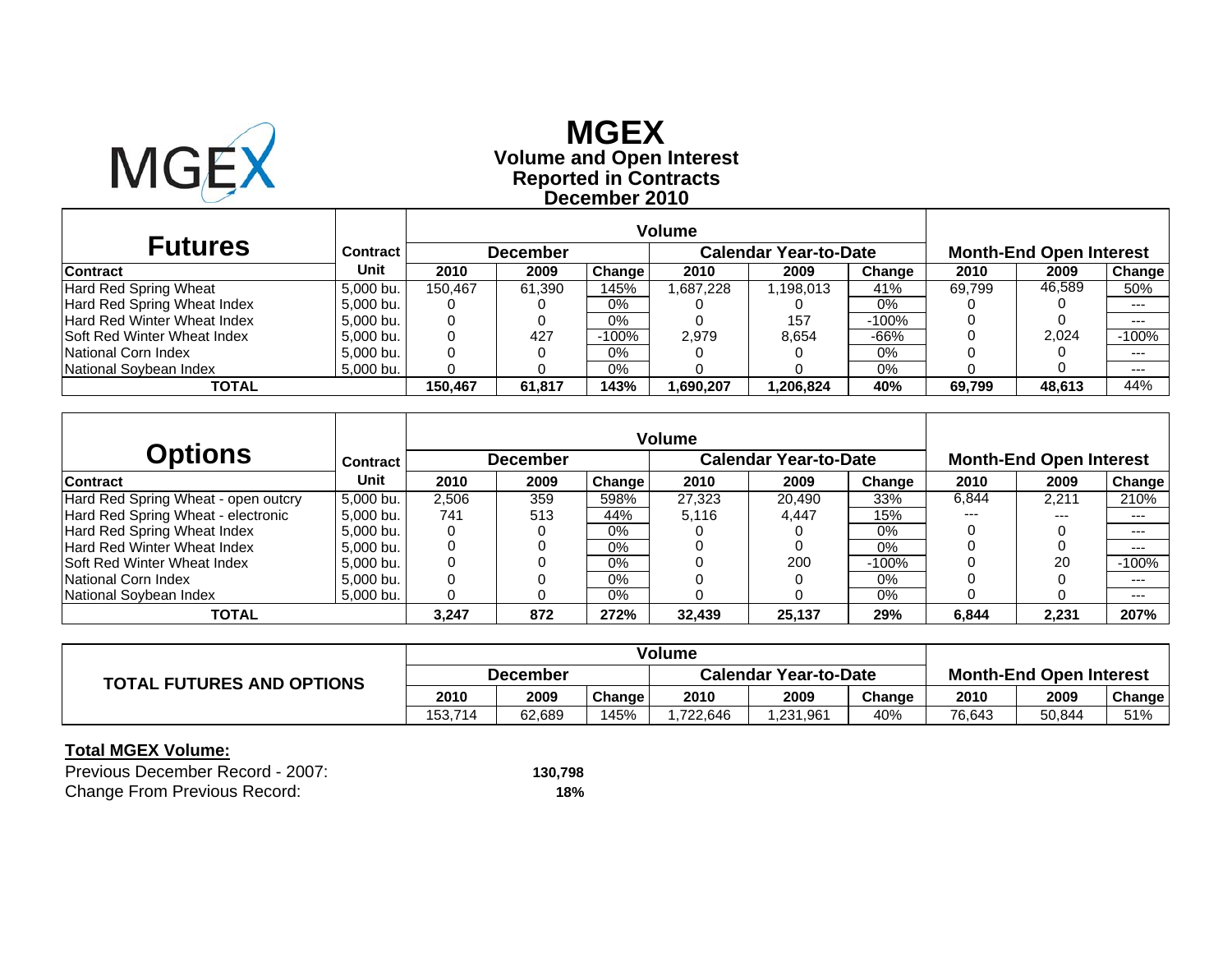# MGEX

**Volume and Open Interest**
**Reported in Contracts**
**December 2010**

| Futures | Contract | Volume | | | | | | Month-End Open Interest | | |
|---|---|---|---|---|---|---|---|---|---|---|
| | | December | | | Calendar Year-to-Date | | | | | |
| Contract | Unit | 2010 | 2009 | Change | 2010 | 2009 | Change | 2010 | 2009 | Change |
| Hard Red Spring Wheat | 5,000 bu. | 150,467 | 61,390 | 145% | 1,687,228 | 1,198,013 | 41% | 69,799 | 46,589 | 50% |
| Hard Red Spring Wheat Index | 5,000 bu. | 0 | 0 | 0% | 0 | 0 | 0% | 0 | 0 | --- |
| Hard Red Winter Wheat Index | 5,000 bu. | 0 | 0 | 0% | 0 | 157 | -100% | 0 | 0 | --- |
| Soft Red Winter Wheat Index | 5,000 bu. | 0 | 427 | -100% | 2,979 | 8,654 | -66% | 0 | 2,024 | -100% |
| National Corn Index | 5,000 bu. | 0 | 0 | 0% | 0 | 0 | 0% | 0 | 0 | --- |
| National Soybean Index | 5,000 bu. | 0 | 0 | 0% | 0 | 0 | 0% | 0 | 0 | --- |
| **TOTAL** | | **150,467** | **61,817** | **143%** | **1,690,207** | **1,206,824** | **40%** | **69,799** | **48,613** | 44% |

| Options | Contract | Volume | | | | | | Month-End Open Interest | | |
|---|---|---|---|---|---|---|---|---|---|---|
| | | December | | | Calendar Year-to-Date | | | | | |
| Contract | Unit | 2010 | 2009 | Change | 2010 | 2009 | Change | 2010 | 2009 | Change |
| Hard Red Spring Wheat - open outcry | 5,000 bu. | 2,506 | 359 | 598% | 27,323 | 20,490 | 33% | 6,844 | 2,211 | 210% |
| Hard Red Spring Wheat - electronic | 5,000 bu. | 741 | 513 | 44% | 5,116 | 4,447 | 15% | --- | --- | --- |
| Hard Red Spring Wheat Index | 5,000 bu. | 0 | 0 | 0% | 0 | 0 | 0% | 0 | 0 | --- |
| Hard Red Winter Wheat Index | 5,000 bu. | 0 | 0 | 0% | 0 | 0 | 0% | 0 | 0 | --- |
| Soft Red Winter Wheat Index | 5,000 bu. | 0 | 0 | 0% | 0 | 200 | -100% | 0 | 20 | -100% |
| National Corn Index | 5,000 bu. | 0 | 0 | 0% | 0 | 0 | 0% | 0 | 0 | --- |
| National Soybean Index | 5,000 bu. | 0 | 0 | 0% | 0 | 0 | 0% | 0 | 0 | --- |
| **TOTAL** | | **3,247** | **872** | **272%** | **32,439** | **25,137** | **29%** | **6,844** | **2,231** | **207%** |

| TOTAL FUTURES AND OPTIONS | Volume | | | | | | Month-End Open Interest | | |
|---|---|---|---|---|---|---|---|---|---|
| | December | | | Calendar Year-to-Date | | | | | |
| | 2010 | 2009 | Change | 2010 | 2009 | Change | 2010 | 2009 | Change |
| | 153,714 | 62,689 | 145% | 1,722,646 | 1,231,961 | 40% | 76,643 | 50,844 | 51% |

**Total MGEX Volume:**

Previous December Record - 2007: **130,798**

Change From Previous Record: **18%**